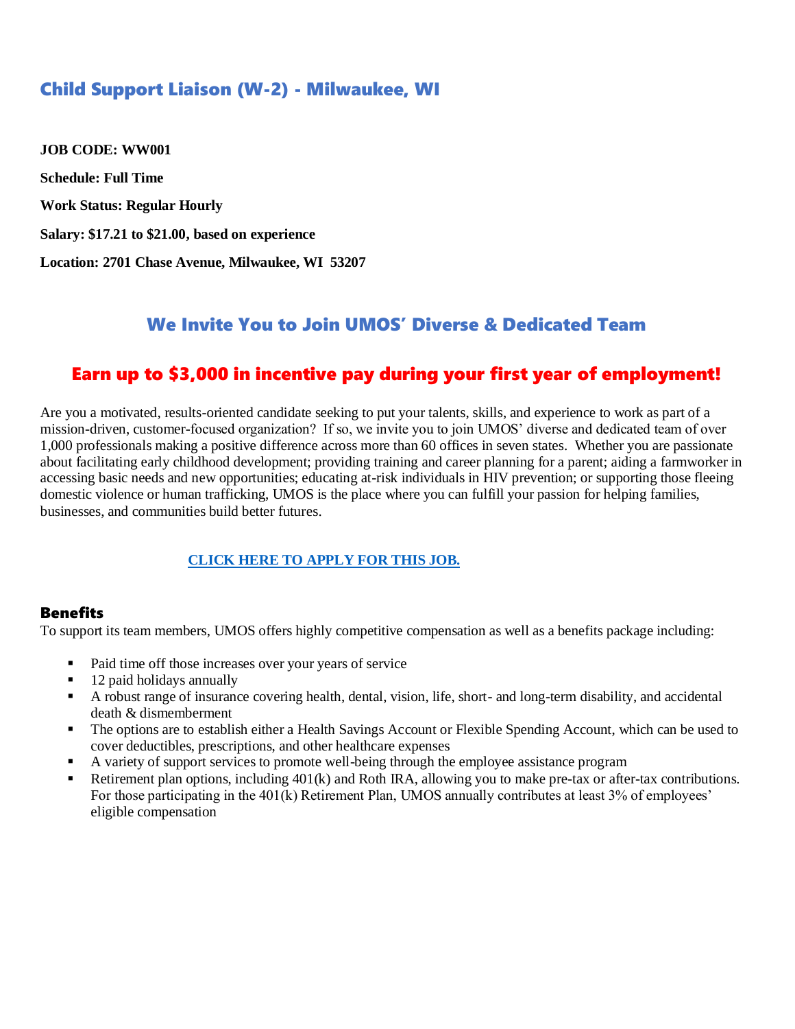# Child Support Liaison (W-2) - Milwaukee, WI

**JOB CODE: WW001**

**Schedule: Full Time**

**Work Status: Regular Hourly**

**Salary: $17.21 to $21.00, based on experience**

**Location: 2701 Chase Avenue, Milwaukee, WI 53207**

## We Invite You to Join UMOS' Diverse & Dedicated Team

## Earn up to $3,000 in incentive pay during your first year of employment!

Are you a motivated, results-oriented candidate seeking to put your talents, skills, and experience to work as part of a mission-driven, customer-focused organization? If so, we invite you to join UMOS' diverse and dedicated team of over 1,000 professionals making a positive difference across more than 60 offices in seven states. Whether you are passionate about facilitating early childhood development; providing training and career planning for a parent; aiding a farmworker in accessing basic needs and new opportunities; educating at-risk individuals in HIV prevention; or supporting those fleeing domestic violence or human trafficking, UMOS is the place where you can fulfill your passion for helping families, businesses, and communities build better futures.

**CLICK HERE TO APPLY FOR THIS JOB.**

### Benefits

To support its team members, UMOS offers highly competitive compensation as well as a benefits package including:

- Paid time off those increases over your years of service
- 12 paid holidays annually
- A robust range of insurance covering health, dental, vision, life, short- and long-term disability, and accidental death & dismemberment
- The options are to establish either a Health Savings Account or Flexible Spending Account, which can be used to cover deductibles, prescriptions, and other healthcare expenses
- A variety of support services to promote well-being through the employee assistance program
- Retirement plan options, including 401(k) and Roth IRA, allowing you to make pre-tax or after-tax contributions. For those participating in the 401(k) Retirement Plan, UMOS annually contributes at least 3% of employees' eligible compensation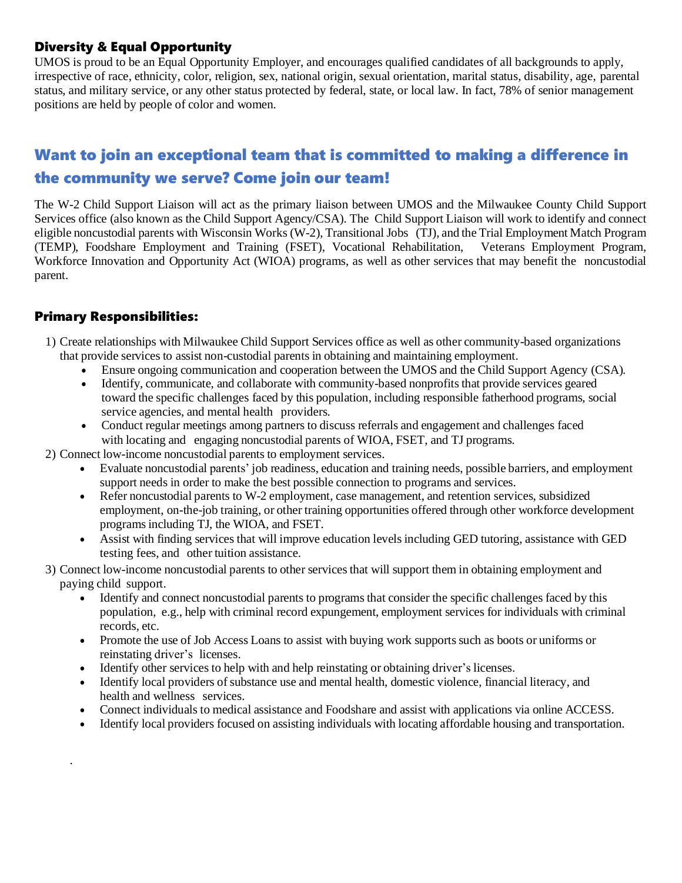## Diversity & Equal Opportunity

UMOS is proud to be an Equal Opportunity Employer, and encourages qualified candidates of all backgrounds to apply, irrespective of race, ethnicity, color, religion, sex, national origin, sexual orientation, marital status, disability, age, parental status, and military service, or any other status protected by federal, state, or local law. In fact, 78% of senior management positions are held by people of color and women.

## Want to join an exceptional team that is committed to making a difference in the community we serve? Come join our team!

The W-2 Child Support Liaison will act as the primary liaison between UMOS and the Milwaukee County Child Support Services office (also known as the Child Support Agency/CSA). The Child Support Liaison will work to identify and connect eligible noncustodial parents with Wisconsin Works (W-2), Transitional Jobs (TJ), and the Trial Employment Match Program (TEMP), Foodshare Employment and Training (FSET), Vocational Rehabilitation, Veterans Employment Program, Workforce Innovation and Opportunity Act (WIOA) programs, as well as other services that may benefit the noncustodial parent.

## Primary Responsibilities:

1) Create relationships with Milwaukee Child Support Services office as well as other community-based organizations that provide services to assist non-custodial parents in obtaining and maintaining employment.
    - Ensure ongoing communication and cooperation between the UMOS and the Child Support Agency (CSA).
    - Identify, communicate, and collaborate with community-based nonprofits that provide services geared toward the specific challenges faced by this population, including responsible fatherhood programs, social service agencies, and mental health providers.
    - Conduct regular meetings among partners to discuss referrals and engagement and challenges faced with locating and engaging noncustodial parents of WIOA, FSET, and TJ programs.
2) Connect low-income noncustodial parents to employment services.
    - Evaluate noncustodial parents' job readiness, education and training needs, possible barriers, and employment support needs in order to make the best possible connection to programs and services.
    - Refer noncustodial parents to W-2 employment, case management, and retention services, subsidized employment, on-the-job training, or other training opportunities offered through other workforce development programs including TJ, the WIOA, and FSET.
    - Assist with finding services that will improve education levels including GED tutoring, assistance with GED testing fees, and other tuition assistance.
3) Connect low-income noncustodial parents to other services that will support them in obtaining employment and paying child support.
    - Identify and connect noncustodial parents to programs that consider the specific challenges faced by this population, e.g., help with criminal record expungement, employment services for individuals with criminal records, etc.
    - Promote the use of Job Access Loans to assist with buying work supports such as boots or uniforms or reinstating driver's licenses.
    - Identify other services to help with and help reinstating or obtaining driver's licenses.
    - Identify local providers of substance use and mental health, domestic violence, financial literacy, and health and wellness services.
    - Connect individuals to medical assistance and Foodshare and assist with applications via online ACCESS.
    - Identify local providers focused on assisting individuals with locating affordable housing and transportation.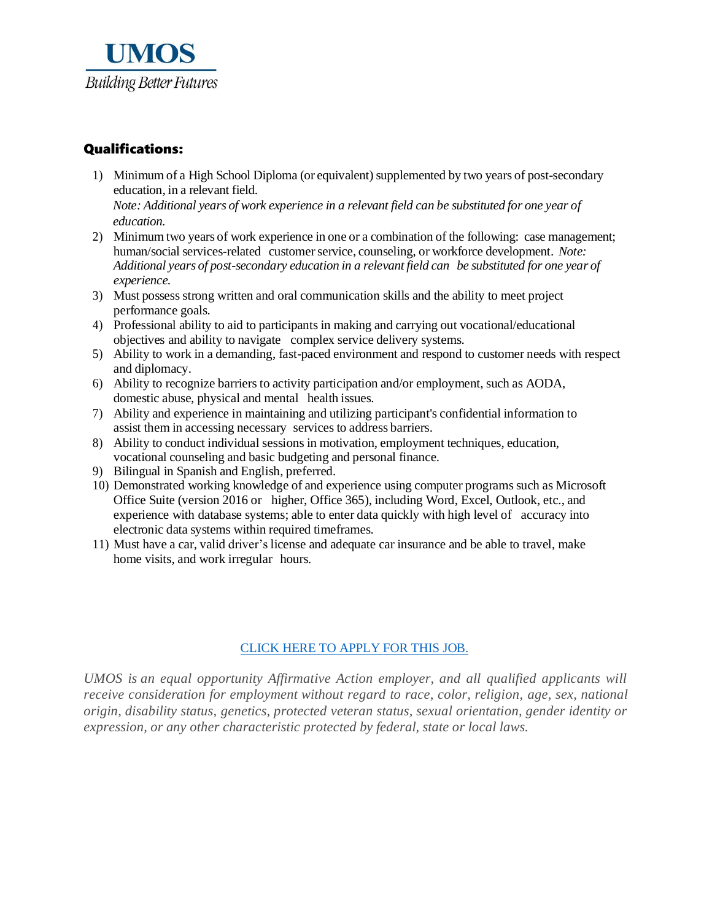UMOS

*Building Better Futures*

## Qualifications:

1) Minimum of a High School Diploma (or equivalent) supplemented by two years of post-secondary education, in a relevant field.
   *Note: Additional years of work experience in a relevant field can be substituted for one year of education.*
2) Minimum two years of work experience in one or a combination of the following: case management; human/social services-related customer service, counseling, or workforce development. *Note: Additional years of post-secondary education in a relevant field can be substituted for one year of experience.*
3) Must possess strong written and oral communication skills and the ability to meet project performance goals.
4) Professional ability to aid to participants in making and carrying out vocational/educational objectives and ability to navigate complex service delivery systems.
5) Ability to work in a demanding, fast-paced environment and respond to customer needs with respect and diplomacy.
6) Ability to recognize barriers to activity participation and/or employment, such as AODA, domestic abuse, physical and mental health issues.
7) Ability and experience in maintaining and utilizing participant's confidential information to assist them in accessing necessary services to address barriers.
8) Ability to conduct individual sessions in motivation, employment techniques, education, vocational counseling and basic budgeting and personal finance.
9) Bilingual in Spanish and English, preferred.
10) Demonstrated working knowledge of and experience using computer programs such as Microsoft Office Suite (version 2016 or higher, Office 365), including Word, Excel, Outlook, etc., and experience with database systems; able to enter data quickly with high level of accuracy into electronic data systems within required timeframes.
11) Must have a car, valid driver's license and adequate car insurance and be able to travel, make home visits, and work irregular hours.

CLICK HERE TO APPLY FOR THIS JOB.

*UMOS is an equal opportunity Affirmative Action employer, and all qualified applicants will receive consideration for employment without regard to race, color, religion, age, sex, national origin, disability status, genetics, protected veteran status, sexual orientation, gender identity or expression, or any other characteristic protected by federal, state or local laws.*